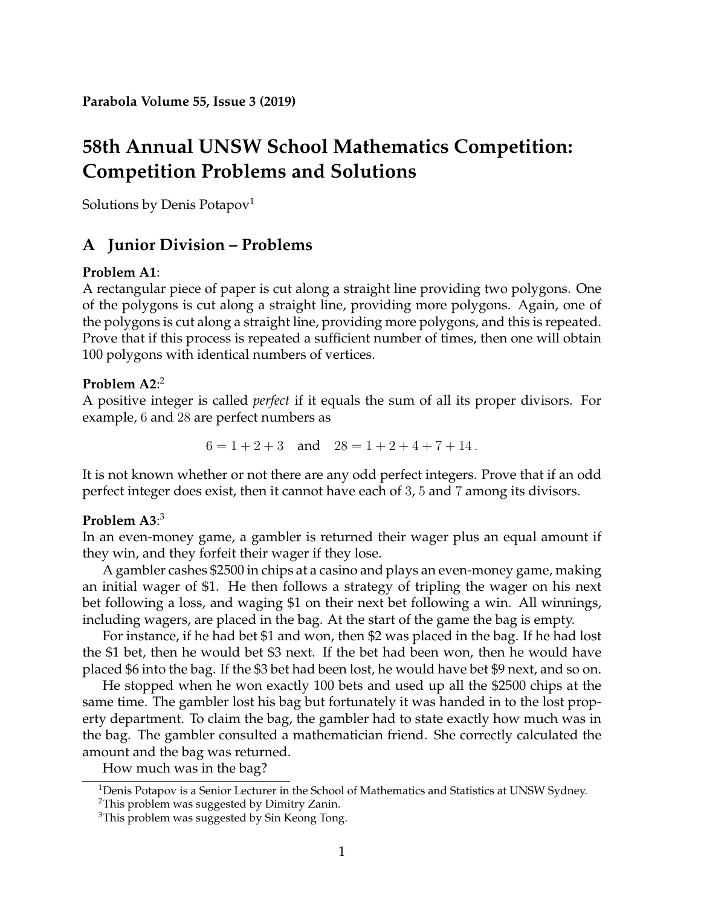**Parabola Volume 55, Issue 3 (2019)**

# 58th Annual UNSW School Mathematics Competition: Competition Problems and Solutions

Solutions by Denis Potapov[1]

## A Junior Division – Problems

**Problem A1**:
A rectangular piece of paper is cut along a straight line providing two polygons. One of the polygons is cut along a straight line, providing more polygons. Again, one of the polygons is cut along a straight line, providing more polygons, and this is repeated. Prove that if this process is repeated a sufficient number of times, then one will obtain 100 polygons with identical numbers of vertices.

**Problem A2**:[2]
A positive integer is called *perfect* if it equals the sum of all its proper divisors. For example, $6$ and $28$ are perfect numbers as

$$6 = 1 + 2 + 3 \quad \text{and} \quad 28 = 1 + 2 + 4 + 7 + 14\,.$$

It is not known whether or not there are any odd perfect integers. Prove that if an odd perfect integer does exist, then it cannot have each of $3$, $5$ and $7$ among its divisors.

**Problem A3**:[3]
In an even-money game, a gambler is returned their wager plus an equal amount if they win, and they forfeit their wager if they lose.

A gambler cashes \$2500 in chips at a casino and plays an even-money game, making an initial wager of \$1. He then follows a strategy of tripling the wager on his next bet following a loss, and waging \$1 on their next bet following a win. All winnings, including wagers, are placed in the bag. At the start of the game the bag is empty.

For instance, if he had bet \$1 and won, then \$2 was placed in the bag. If he had lost the \$1 bet, then he would bet \$3 next. If the bet had been won, then he would have placed \$6 into the bag. If the \$3 bet had been lost, he would have bet \$9 next, and so on.

He stopped when he won exactly 100 bets and used up all the \$2500 chips at the same time. The gambler lost his bag but fortunately it was handed in to the lost property department. To claim the bag, the gambler had to state exactly how much was in the bag. The gambler consulted a mathematician friend. She correctly calculated the amount and the bag was returned.

How much was in the bag?

---

[1] Denis Potapov is a Senior Lecturer in the School of Mathematics and Statistics at UNSW Sydney.

[2] This problem was suggested by Dimitry Zanin.

[3] This problem was suggested by Sin Keong Tong.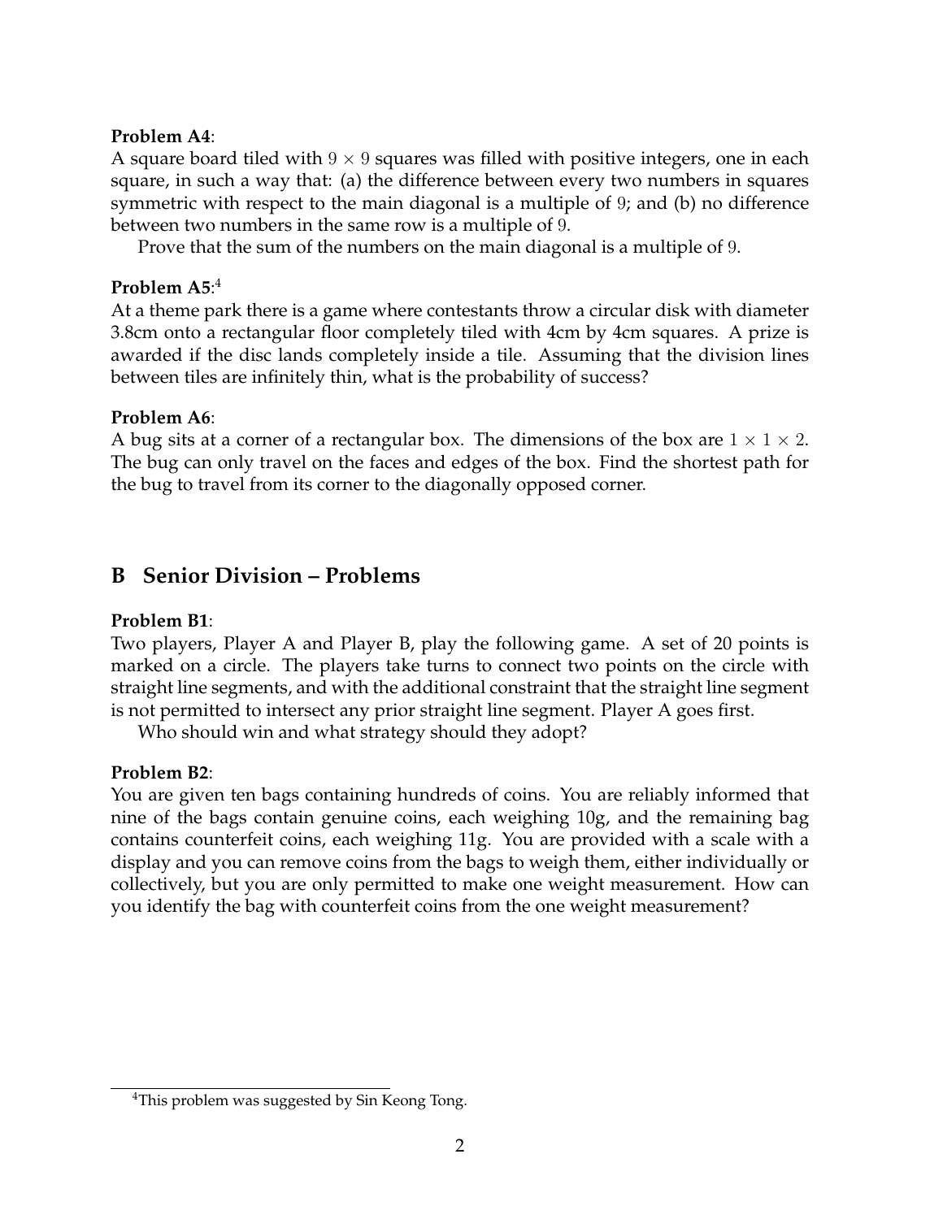**Problem A4**:
A square board tiled with $9 \times 9$ squares was filled with positive integers, one in each square, in such a way that: (a) the difference between every two numbers in squares symmetric with respect to the main diagonal is a multiple of $9$; and (b) no difference between two numbers in the same row is a multiple of $9$.

Prove that the sum of the numbers on the main diagonal is a multiple of $9$.

**Problem A5**:[4]
At a theme park there is a game where contestants throw a circular disk with diameter 3.8cm onto a rectangular floor completely tiled with 4cm by 4cm squares. A prize is awarded if the disc lands completely inside a tile. Assuming that the division lines between tiles are infinitely thin, what is the probability of success?

**Problem A6**:
A bug sits at a corner of a rectangular box. The dimensions of the box are $1 \times 1 \times 2$. The bug can only travel on the faces and edges of the box. Find the shortest path for the bug to travel from its corner to the diagonally opposed corner.

## B Senior Division – Problems

**Problem B1**:
Two players, Player A and Player B, play the following game. A set of 20 points is marked on a circle. The players take turns to connect two points on the circle with straight line segments, and with the additional constraint that the straight line segment is not permitted to intersect any prior straight line segment. Player A goes first.

Who should win and what strategy should they adopt?

**Problem B2**:
You are given ten bags containing hundreds of coins. You are reliably informed that nine of the bags contain genuine coins, each weighing 10g, and the remaining bag contains counterfeit coins, each weighing 11g. You are provided with a scale with a display and you can remove coins from the bags to weigh them, either individually or collectively, but you are only permitted to make one weight measurement. How can you identify the bag with counterfeit coins from the one weight measurement?

---

[4] This problem was suggested by Sin Keong Tong.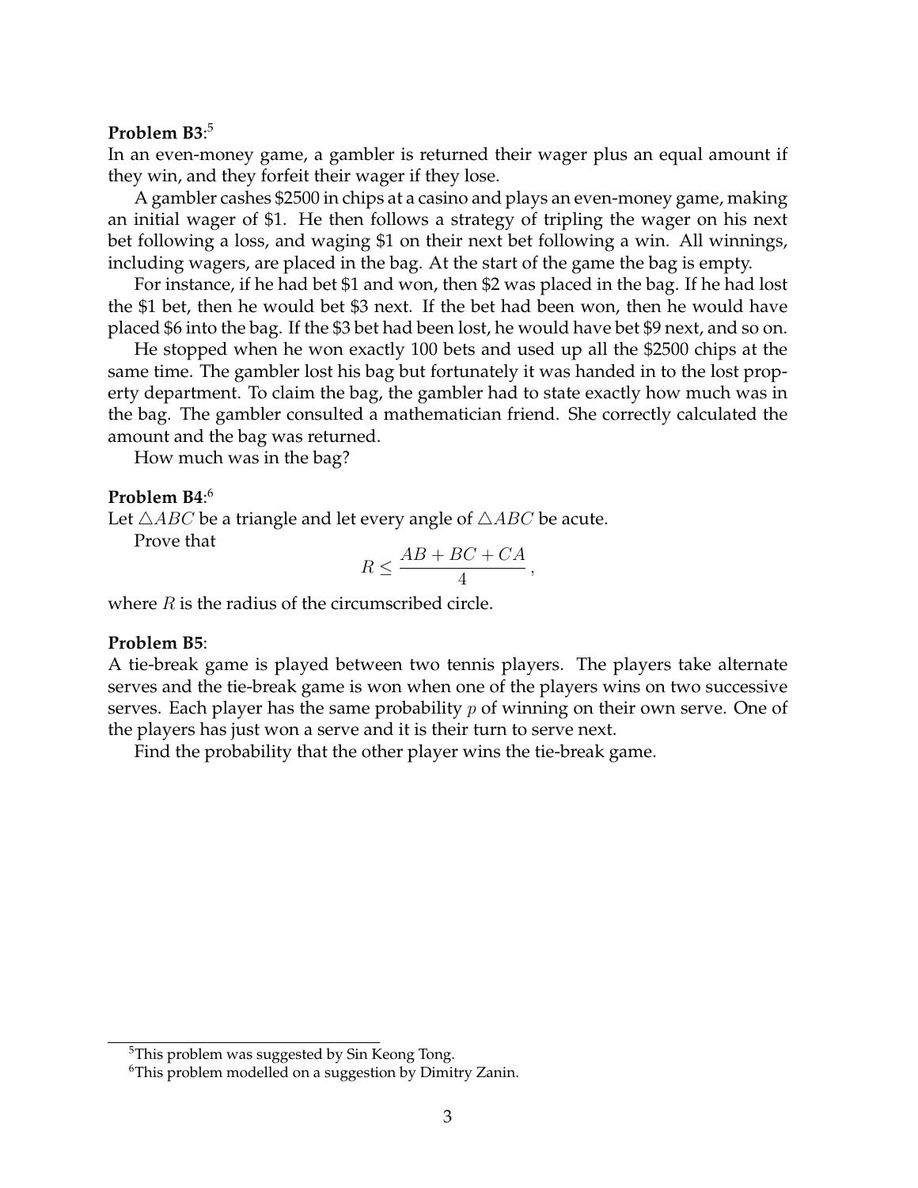**Problem B3**:[5]
In an even-money game, a gambler is returned their wager plus an equal amount if they win, and they forfeit their wager if they lose.

A gambler cashes \$2500 in chips at a casino and plays an even-money game, making an initial wager of \$1. He then follows a strategy of tripling the wager on his next bet following a loss, and waging \$1 on their next bet following a win. All winnings, including wagers, are placed in the bag. At the start of the game the bag is empty.

For instance, if he had bet \$1 and won, then \$2 was placed in the bag. If he had lost the \$1 bet, then he would bet \$3 next. If the bet had been won, then he would have placed \$6 into the bag. If the \$3 bet had been lost, he would have bet \$9 next, and so on.

He stopped when he won exactly 100 bets and used up all the \$2500 chips at the same time. The gambler lost his bag but fortunately it was handed in to the lost property department. To claim the bag, the gambler had to state exactly how much was in the bag. The gambler consulted a mathematician friend. She correctly calculated the amount and the bag was returned.

How much was in the bag?

**Problem B4**:[6]
Let $\triangle ABC$ be a triangle and let every angle of $\triangle ABC$ be acute.

Prove that

$$R \leq \frac{AB + BC + CA}{4},$$

where $R$ is the radius of the circumscribed circle.

**Problem B5**:
A tie-break game is played between two tennis players. The players take alternate serves and the tie-break game is won when one of the players wins on two successive serves. Each player has the same probability $p$ of winning on their own serve. One of the players has just won a serve and it is their turn to serve next.

Find the probability that the other player wins the tie-break game.

---

[5] This problem was suggested by Sin Keong Tong.

[6] This problem modelled on a suggestion by Dimitry Zanin.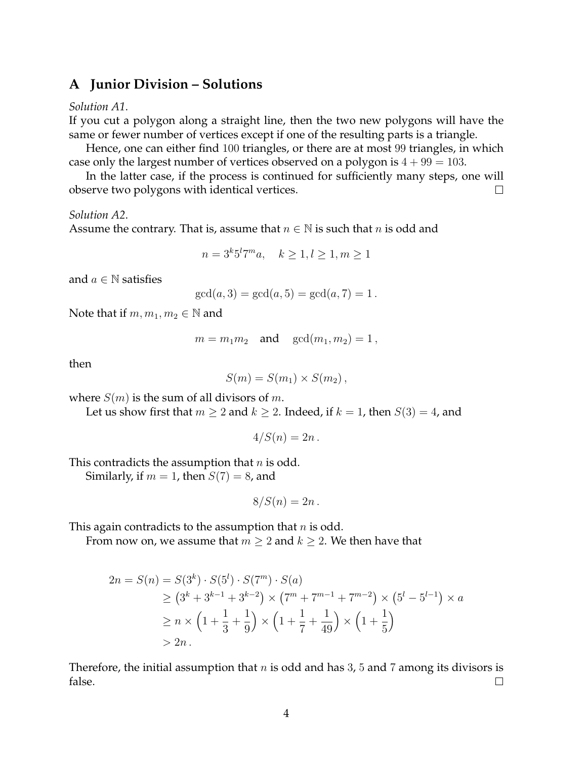## A Junior Division – Solutions

*Solution A1.*
If you cut a polygon along a straight line, then the two new polygons will have the same or fewer number of vertices except if one of the resulting parts is a triangle.

Hence, one can either find 100 triangles, or there are at most 99 triangles, in which case only the largest number of vertices observed on a polygon is $4 + 99 = 103$.

In the latter case, if the process is continued for sufficiently many steps, one will observe two polygons with identical vertices. □

*Solution A2.*
Assume the contrary. That is, assume that $n \in \mathbb{N}$ is such that $n$ is odd and

$$n = 3^k 5^l 7^m a, \quad k \geq 1, l \geq 1, m \geq 1$$

and $a \in \mathbb{N}$ satisfies

$$\gcd(a, 3) = \gcd(a, 5) = \gcd(a, 7) = 1 \,.$$

Note that if $m, m_1, m_2 \in \mathbb{N}$ and

$$m = m_1 m_2 \quad \text{and} \quad \gcd(m_1, m_2) = 1 \,,$$

then

$$S(m) = S(m_1) \times S(m_2) \,,$$

where $S(m)$ is the sum of all divisors of $m$.

Let us show first that $m \geq 2$ and $k \geq 2$. Indeed, if $k = 1$, then $S(3) = 4$, and

$$4 / S(n) = 2n \,.$$

This contradicts the assumption that $n$ is odd.

Similarly, if $m = 1$, then $S(7) = 8$, and

$$8 / S(n) = 2n \,.$$

This again contradicts to the assumption that $n$ is odd.

From now on, we assume that $m \geq 2$ and $k \geq 2$. We then have that

$$\begin{aligned} 2n = S(n) &= S(3^k) \cdot S(5^l) \cdot S(7^m) \cdot S(a) \\ &\geq \left(3^k + 3^{k-1} + 3^{k-2}\right) \times \left(7^m + 7^{m-1} + 7^{m-2}\right) \times \left(5^l - 5^{l-1}\right) \times a \\ &\geq n \times \left(1 + \frac{1}{3} + \frac{1}{9}\right) \times \left(1 + \frac{1}{7} + \frac{1}{49}\right) \times \left(1 + \frac{1}{5}\right) \\ &> 2n \,. \end{aligned}$$

Therefore, the initial assumption that $n$ is odd and has 3, 5 and 7 among its divisors is false. □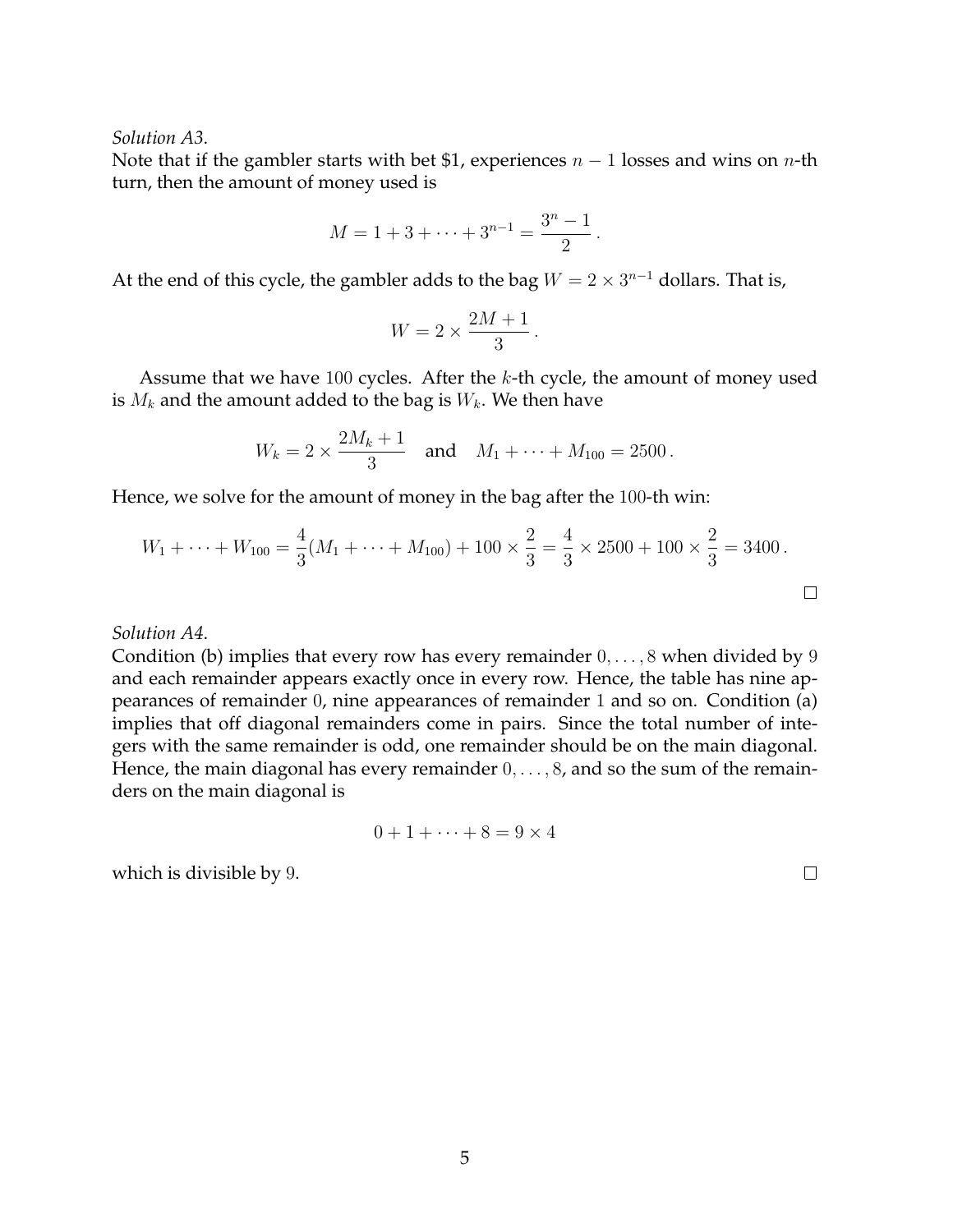*Solution A3.*
Note that if the gambler starts with bet \$1, experiences $n-1$ losses and wins on $n$-th turn, then the amount of money used is

$$M = 1 + 3 + \cdots + 3^{n-1} = \frac{3^n - 1}{2}\,.$$

At the end of this cycle, the gambler adds to the bag $W = 2 \times 3^{n-1}$ dollars. That is,

$$W = 2 \times \frac{2M+1}{3}\,.$$

Assume that we have $100$ cycles. After the $k$-th cycle, the amount of money used is $M_k$ and the amount added to the bag is $W_k$. We then have

$$W_k = 2 \times \frac{2M_k + 1}{3} \quad \text{and} \quad M_1 + \cdots + M_{100} = 2500\,.$$

Hence, we solve for the amount of money in the bag after the $100$-th win:

$$W_1 + \cdots + W_{100} = \frac{4}{3}(M_1 + \cdots + M_{100}) + 100 \times \frac{2}{3} = \frac{4}{3} \times 2500 + 100 \times \frac{2}{3} = 3400\,.$$

□

*Solution A4.*
Condition (b) implies that every row has every remainder $0, \ldots, 8$ when divided by $9$ and each remainder appears exactly once in every row. Hence, the table has nine appearances of remainder $0$, nine appearances of remainder $1$ and so on. Condition (a) implies that off diagonal remainders come in pairs. Since the total number of integers with the same remainder is odd, one remainder should be on the main diagonal. Hence, the main diagonal has every remainder $0, \ldots, 8$, and so the sum of the remainders on the main diagonal is

$$0 + 1 + \cdots + 8 = 9 \times 4$$

which is divisible by $9$.

□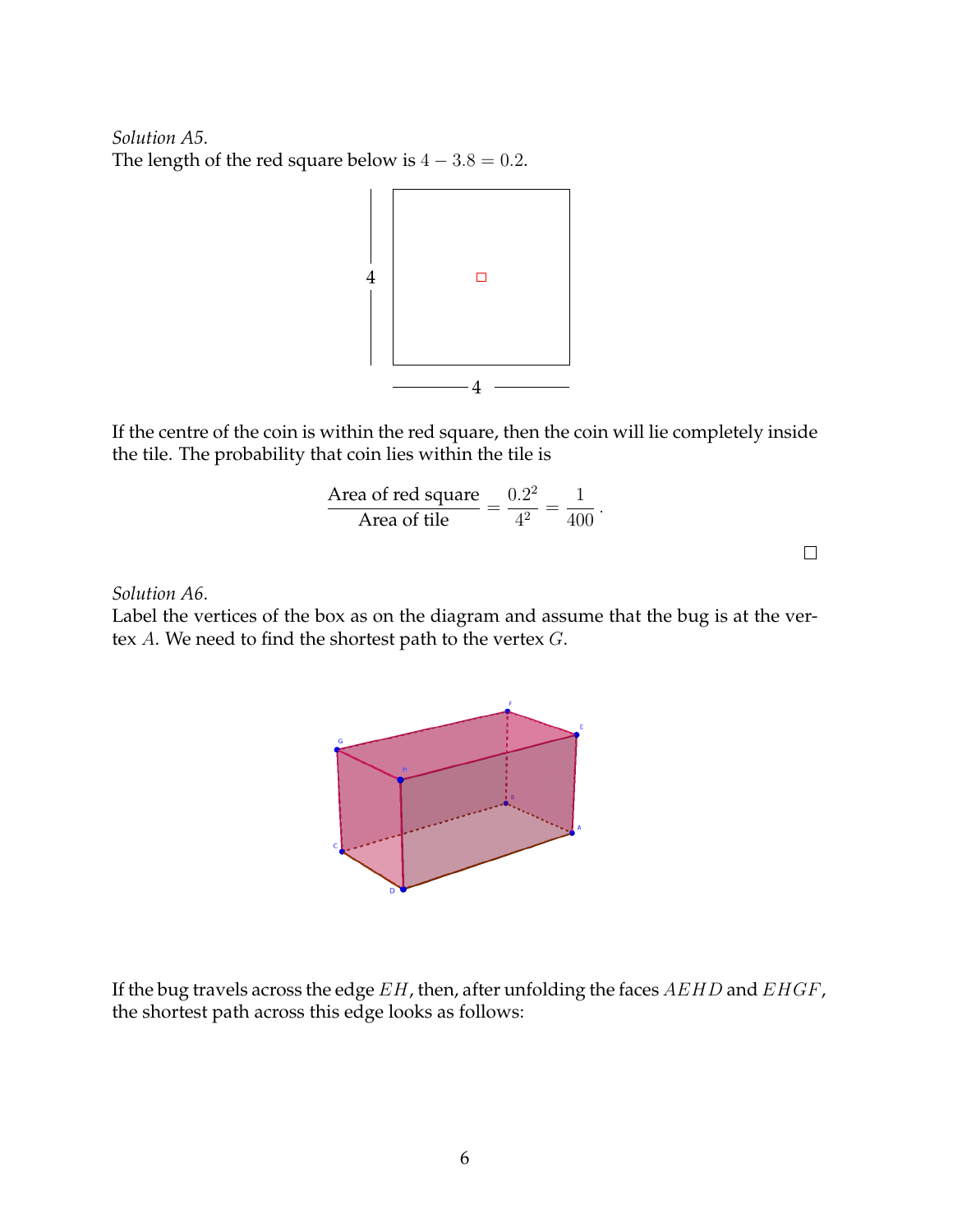*Solution A5.*
The length of the red square below is $4 - 3.8 = 0.2$.

If the centre of the coin is within the red square, then the coin will lie completely inside the tile. The probability that coin lies within the tile is

$$\frac{\text{Area of red square}}{\text{Area of tile}} = \frac{0.2^2}{4^2} = \frac{1}{400}.$$

□

*Solution A6.*
Label the vertices of the box as on the diagram and assume that the bug is at the vertex $A$. We need to find the shortest path to the vertex $G$.

If the bug travels across the edge $EH$, then, after unfolding the faces $AEHD$ and $EHGF$, the shortest path across this edge looks as follows: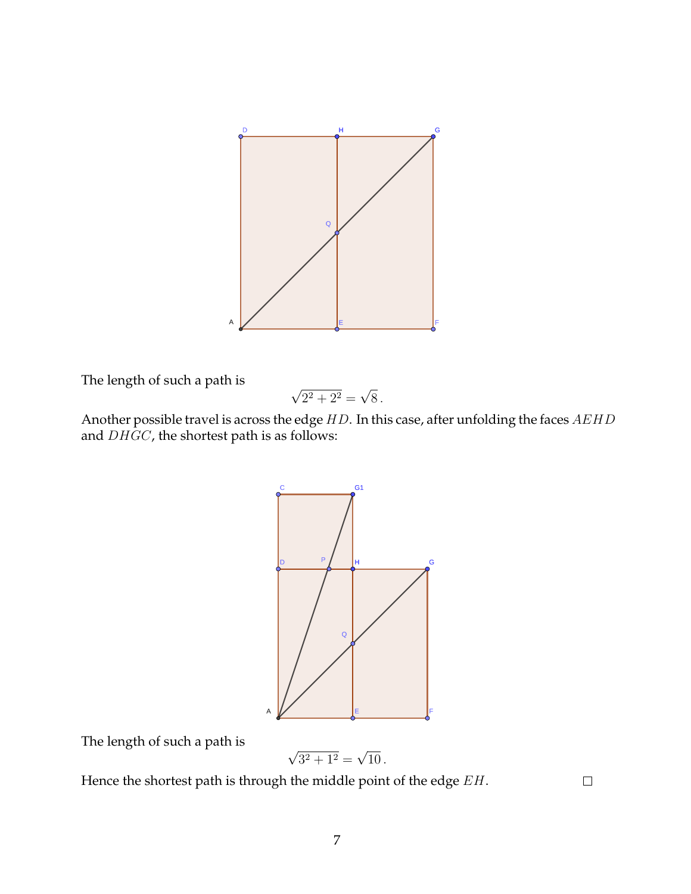The length of such a path is

$$\sqrt{2^2 + 2^2} = \sqrt{8}\,.$$

Another possible travel is across the edge $HD$. In this case, after unfolding the faces $AEHD$ and $DHGC$, the shortest path is as follows:

The length of such a path is

$$\sqrt{3^2 + 1^2} = \sqrt{10}\,.$$

Hence the shortest path is through the middle point of the edge $EH$. □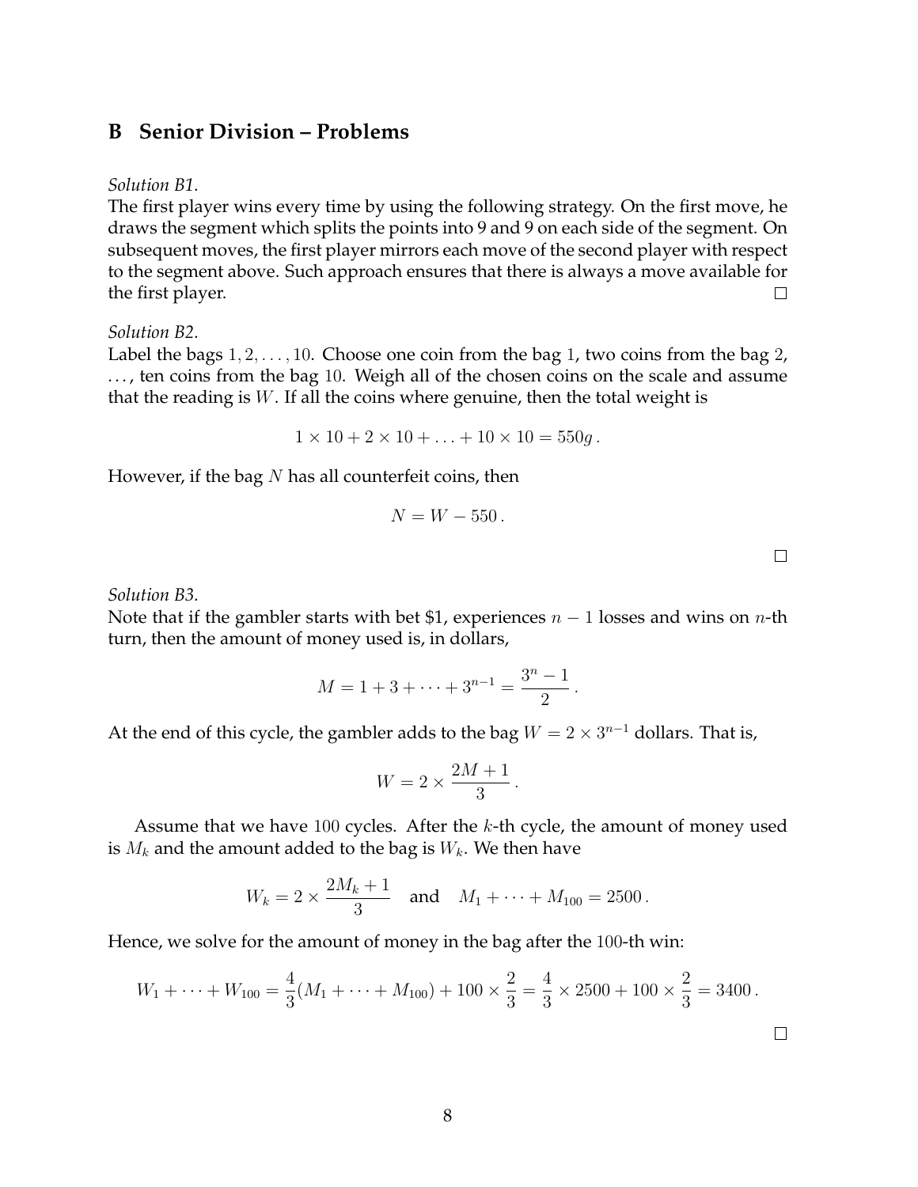## B Senior Division – Problems

*Solution B1.*

The first player wins every time by using the following strategy. On the first move, he draws the segment which splits the points into 9 and 9 on each side of the segment. On subsequent moves, the first player mirrors each move of the second player with respect to the segment above. Such approach ensures that there is always a move available for the first player. □

*Solution B2.*

Label the bags $1, 2, \ldots, 10$. Choose one coin from the bag $1$, two coins from the bag $2$, $\ldots$, ten coins from the bag $10$. Weigh all of the chosen coins on the scale and assume that the reading is $W$. If all the coins where genuine, then the total weight is

$$1 \times 10 + 2 \times 10 + \ldots + 10 \times 10 = 550g\,.$$

However, if the bag $N$ has all counterfeit coins, then

$$N = W - 550\,.$$

□

*Solution B3.*

Note that if the gambler starts with bet \$1, experiences $n-1$ losses and wins on $n$-th turn, then the amount of money used is, in dollars,

$$M = 1 + 3 + \cdots + 3^{n-1} = \frac{3^n - 1}{2}\,.$$

At the end of this cycle, the gambler adds to the bag $W = 2 \times 3^{n-1}$ dollars. That is,

$$W = 2 \times \frac{2M+1}{3}\,.$$

Assume that we have $100$ cycles. After the $k$-th cycle, the amount of money used is $M_k$ and the amount added to the bag is $W_k$. We then have

$$W_k = 2 \times \frac{2M_k + 1}{3} \quad \text{and} \quad M_1 + \cdots + M_{100} = 2500\,.$$

Hence, we solve for the amount of money in the bag after the $100$-th win:

$$W_1 + \cdots + W_{100} = \frac{4}{3}(M_1 + \cdots + M_{100}) + 100 \times \frac{2}{3} = \frac{4}{3} \times 2500 + 100 \times \frac{2}{3} = 3400\,.$$

□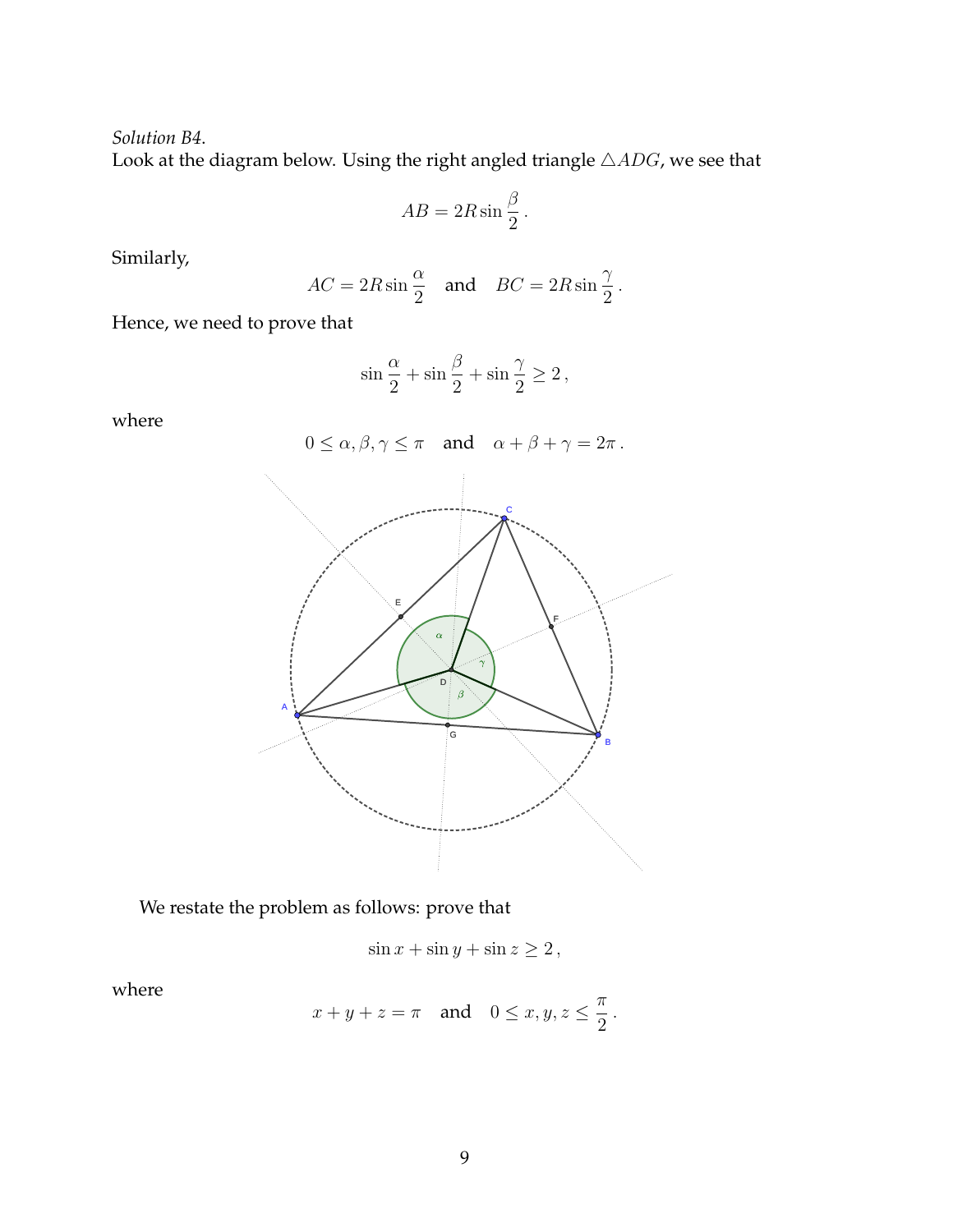*Solution B4.*

Look at the diagram below. Using the right angled triangle $\triangle ADG$, we see that

$$AB = 2R\sin\frac{\beta}{2}.$$

Similarly,

$$AC = 2R\sin\frac{\alpha}{2} \quad \text{and} \quad BC = 2R\sin\frac{\gamma}{2}.$$

Hence, we need to prove that

$$\sin\frac{\alpha}{2} + \sin\frac{\beta}{2} + \sin\frac{\gamma}{2} \geq 2,$$

where

$$0 \leq \alpha, \beta, \gamma \leq \pi \quad \text{and} \quad \alpha + \beta + \gamma = 2\pi.$$

We restate the problem as follows: prove that

$$\sin x + \sin y + \sin z \geq 2,$$

where

$$x + y + z = \pi \quad \text{and} \quad 0 \leq x, y, z \leq \frac{\pi}{2}.$$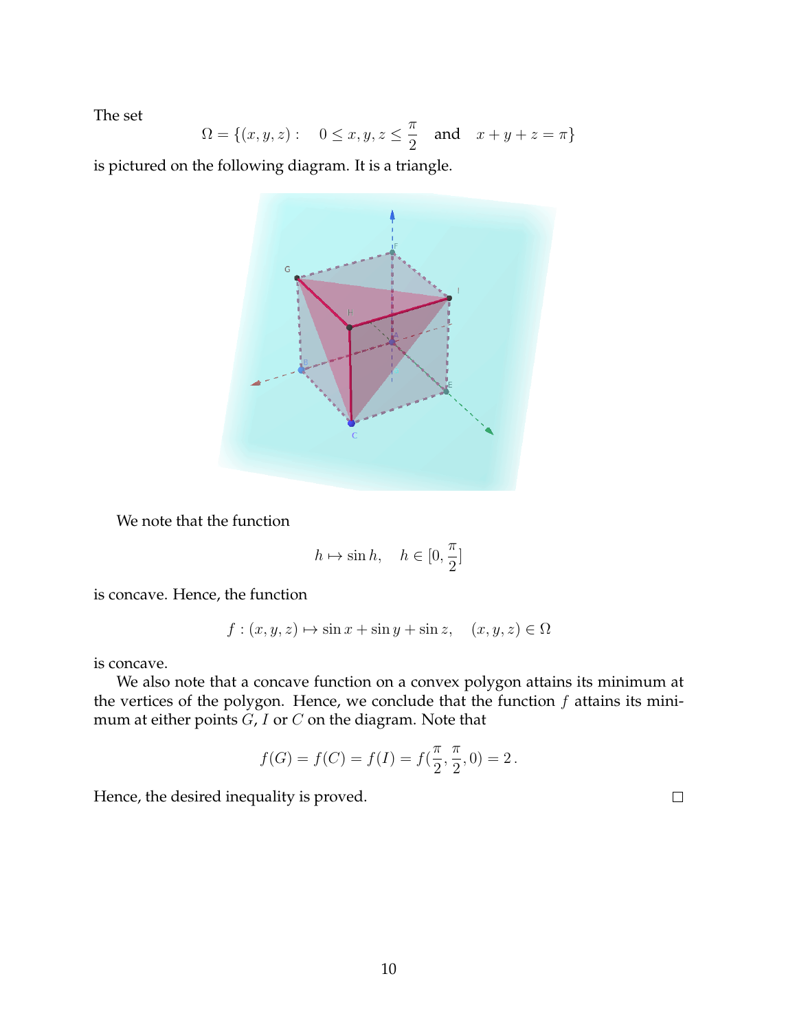The set

$$\Omega = \{(x, y, z) : \quad 0 \leq x, y, z \leq \frac{\pi}{2} \quad \text{and} \quad x + y + z = \pi\}$$

is pictured on the following diagram. It is a triangle.

We note that the function

$$h \mapsto \sin h, \quad h \in [0, \frac{\pi}{2}]$$

is concave. Hence, the function

$$f : (x, y, z) \mapsto \sin x + \sin y + \sin z, \quad (x, y, z) \in \Omega$$

is concave.

We also note that a concave function on a convex polygon attains its minimum at the vertices of the polygon. Hence, we conclude that the function $f$ attains its minimum at either points $G$, $I$ or $C$ on the diagram. Note that

$$f(G) = f(C) = f(I) = f(\frac{\pi}{2}, \frac{\pi}{2}, 0) = 2\,.$$

Hence, the desired inequality is proved. □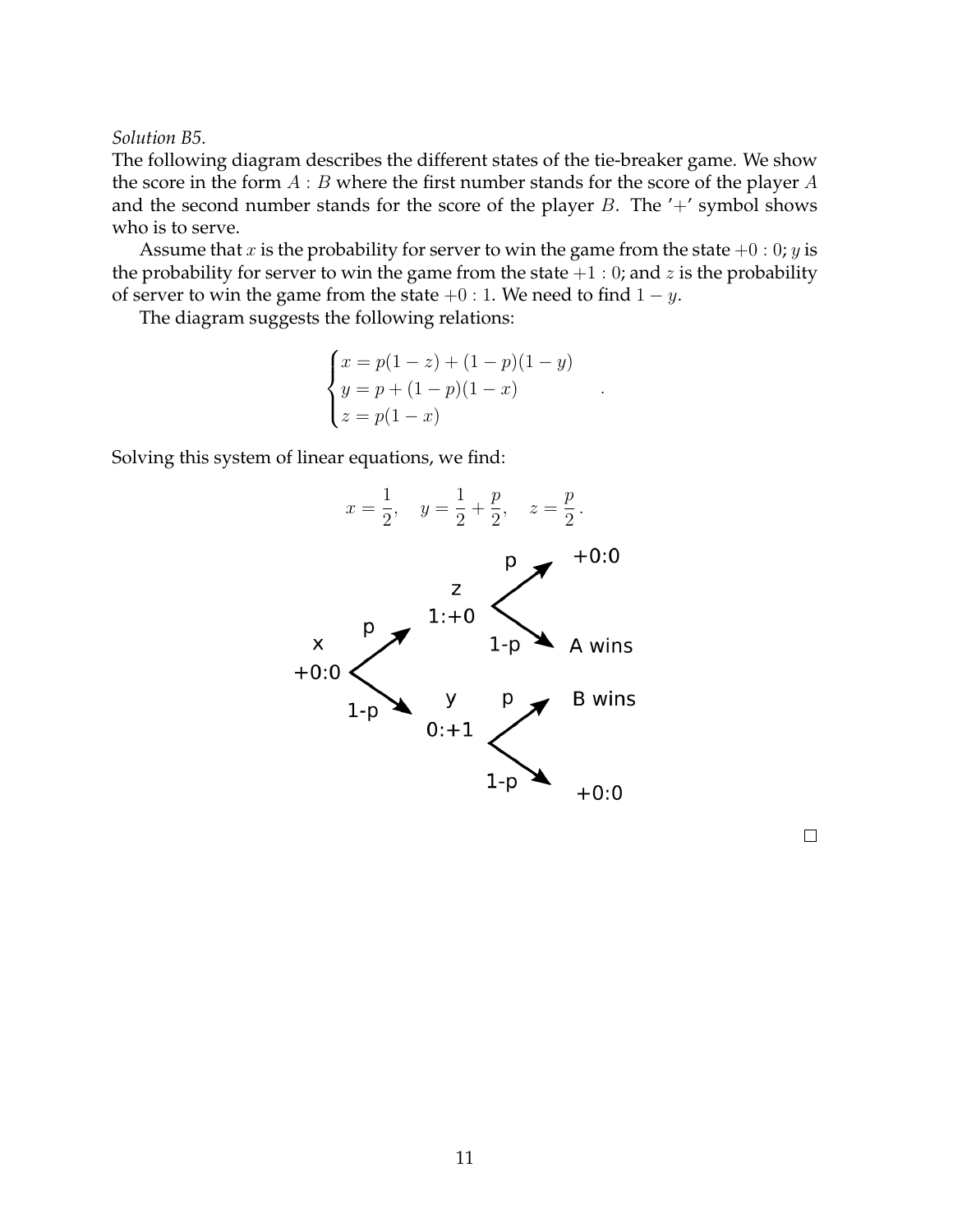*Solution B5.*

The following diagram describes the different states of the tie-breaker game. We show the score in the form $A : B$ where the first number stands for the score of the player $A$ and the second number stands for the score of the player $B$. The '+' symbol shows who is to serve.

Assume that $x$ is the probability for server to win the game from the state $+0 : 0$; $y$ is the probability for server to win the game from the state $+1 : 0$; and $z$ is the probability of server to win the game from the state $+0 : 1$. We need to find $1 - y$.

The diagram suggests the following relations:

$$\begin{cases} x = p(1-z) + (1-p)(1-y) \\ y = p + (1-p)(1-x) \\ z = p(1-x) \end{cases}.$$

Solving this system of linear equations, we find:

$$x = \frac{1}{2}, \quad y = \frac{1}{2} + \frac{p}{2}, \quad z = \frac{p}{2}.$$

x

+0:0

p

1-p

z

1:+0

p

+0:0

1-p

A wins

y

0:+1

p

B wins

1-p

+0:0

□